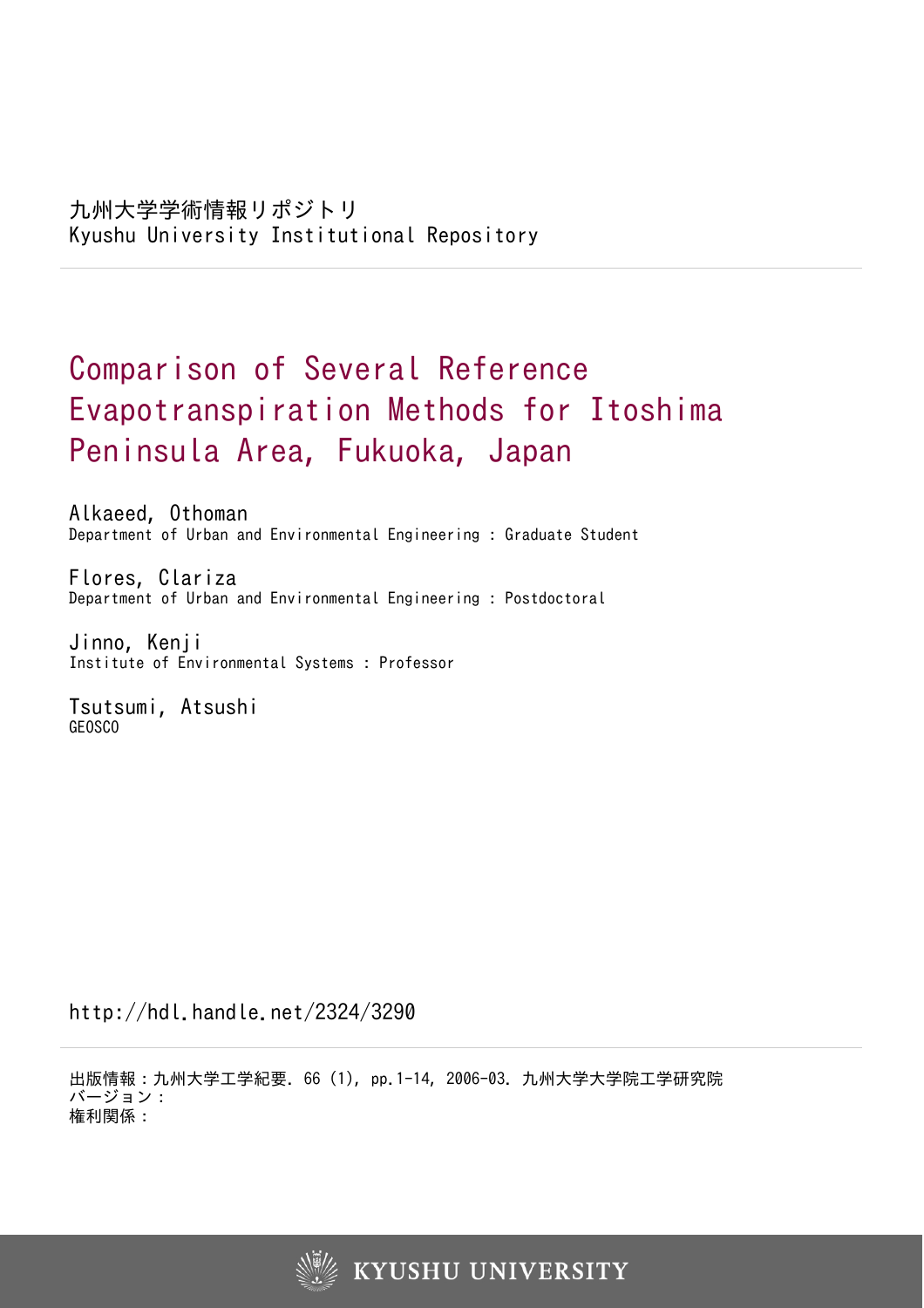九州大学学術情報リポジトリ
Kyushu University Institutional Repository

# Comparison of Several Reference Evapotranspiration Methods for Itoshima Peninsula Area, Fukuoka, Japan

Alkaeed, Othoman
Department of Urban and Environmental Engineering : Graduate Student

Flores, Clariza
Department of Urban and Environmental Engineering : Postdoctoral

Jinno, Kenji
Institute of Environmental Systems : Professor

Tsutsumi, Atsushi
GEOSCO

http://hdl.handle.net/2324/3290

出版情報：九州大学工学紀要. 66 (1), pp.1-14, 2006-03. 九州大学大学院工学研究院
バージョン：
権利関係：

KYUSHU UNIVERSITY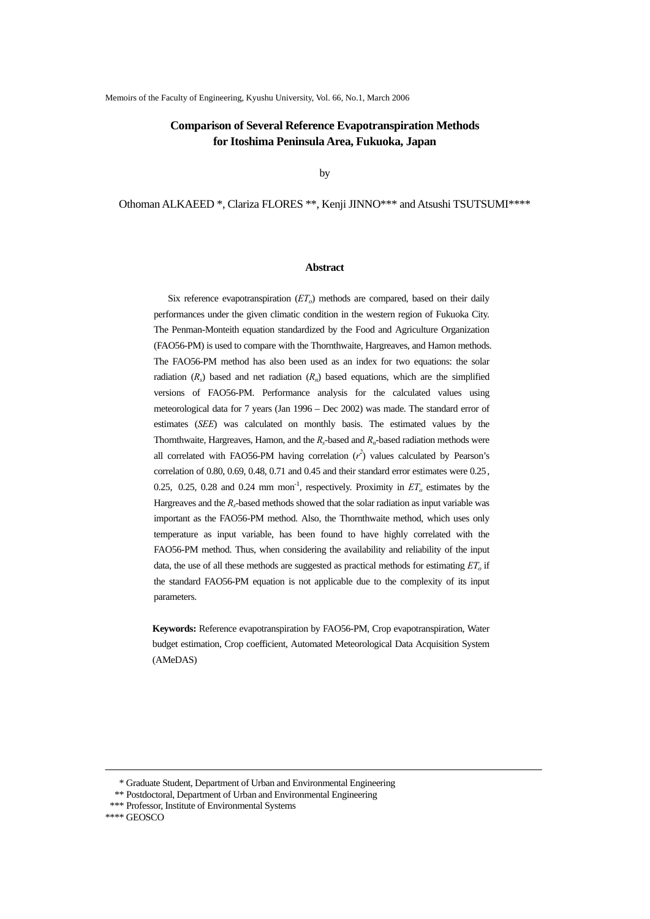# Comparison of Several Reference Evapotranspiration Methods for Itoshima Peninsula Area, Fukuoka, Japan

by

Othoman ALKAEED *, Clariza FLORES **, Kenji JINNO*** and Atsushi TSUTSUMI****

## Abstract

Six reference evapotranspiration ($ET_o$) methods are compared, based on their daily performances under the given climatic condition in the western region of Fukuoka City. The Penman-Monteith equation standardized by the Food and Agriculture Organization (FAO56-PM) is used to compare with the Thornthwaite, Hargreaves, and Hamon methods. The FAO56-PM method has also been used as an index for two equations: the solar radiation ($R_s$) based and net radiation ($R_n$) based equations, which are the simplified versions of FAO56-PM. Performance analysis for the calculated values using meteorological data for 7 years (Jan 1996 – Dec 2002) was made. The standard error of estimates (*SEE*) was calculated on monthly basis. The estimated values by the Thornthwaite, Hargreaves, Hamon, and the $R_s$-based and $R_n$-based radiation methods were all correlated with FAO56-PM having correlation ($r^2$) values calculated by Pearson's correlation of 0.80, 0.69, 0.48, 0.71 and 0.45 and their standard error estimates were 0.25, 0.25, 0.25, 0.28 and 0.24 mm mon$^{-1}$, respectively. Proximity in $ET_o$ estimates by the Hargreaves and the $R_s$-based methods showed that the solar radiation as input variable was important as the FAO56-PM method. Also, the Thornthwaite method, which uses only temperature as input variable, has been found to have highly correlated with the FAO56-PM method. Thus, when considering the availability and reliability of the input data, the use of all these methods are suggested as practical methods for estimating $ET_o$ if the standard FAO56-PM equation is not applicable due to the complexity of its input parameters.

**Keywords:** Reference evapotranspiration by FAO56-PM, Crop evapotranspiration, Water budget estimation, Crop coefficient, Automated Meteorological Data Acquisition System (AMeDAS)

---

\* Graduate Student, Department of Urban and Environmental Engineering
\*\* Postdoctoral, Department of Urban and Environmental Engineering
\*\*\* Professor, Institute of Environmental Systems
\*\*\*\* GEOSCO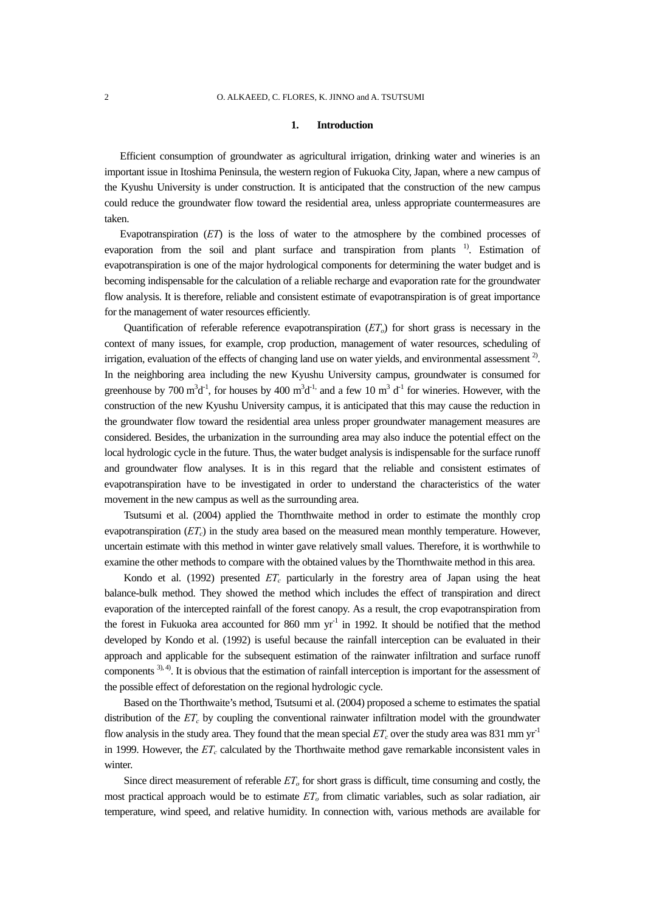## 1. Introduction

Efficient consumption of groundwater as agricultural irrigation, drinking water and wineries is an important issue in Itoshima Peninsula, the western region of Fukuoka City, Japan, where a new campus of the Kyushu University is under construction. It is anticipated that the construction of the new campus could reduce the groundwater flow toward the residential area, unless appropriate countermeasures are taken.

Evapotranspiration (*ET*) is the loss of water to the atmosphere by the combined processes of evaporation from the soil and plant surface and transpiration from plants [1)]. Estimation of evapotranspiration is one of the major hydrological components for determining the water budget and is becoming indispensable for the calculation of a reliable recharge and evaporation rate for the groundwater flow analysis. It is therefore, reliable and consistent estimate of evapotranspiration is of great importance for the management of water resources efficiently.

Quantification of referable reference evapotranspiration ($ET_o$) for short grass is necessary in the context of many issues, for example, crop production, management of water resources, scheduling of irrigation, evaluation of the effects of changing land use on water yields, and environmental assessment [2)]. In the neighboring area including the new Kyushu University campus, groundwater is consumed for greenhouse by 700 $m^3d^{-1}$, for houses by 400 $m^3d^{-1,}$ and a few 10 $m^3$ $d^{-1}$ for wineries. However, with the construction of the new Kyushu University campus, it is anticipated that this may cause the reduction in the groundwater flow toward the residential area unless proper groundwater management measures are considered. Besides, the urbanization in the surrounding area may also induce the potential effect on the local hydrologic cycle in the future. Thus, the water budget analysis is indispensable for the surface runoff and groundwater flow analyses. It is in this regard that the reliable and consistent estimates of evapotranspiration have to be investigated in order to understand the characteristics of the water movement in the new campus as well as the surrounding area.

Tsutsumi et al. (2004) applied the Thornthwaite method in order to estimate the monthly crop evapotranspiration ($ET_c$) in the study area based on the measured mean monthly temperature. However, uncertain estimate with this method in winter gave relatively small values. Therefore, it is worthwhile to examine the other methods to compare with the obtained values by the Thornthwaite method in this area.

Kondo et al. (1992) presented $ET_c$ particularly in the forestry area of Japan using the heat balance-bulk method. They showed the method which includes the effect of transpiration and direct evaporation of the intercepted rainfall of the forest canopy. As a result, the crop evapotranspiration from the forest in Fukuoka area accounted for 860 mm $yr^{-1}$ in 1992. It should be notified that the method developed by Kondo et al. (1992) is useful because the rainfall interception can be evaluated in their approach and applicable for the subsequent estimation of the rainwater infiltration and surface runoff components [3), 4)]. It is obvious that the estimation of rainfall interception is important for the assessment of the possible effect of deforestation on the regional hydrologic cycle.

Based on the Thorthwaite's method, Tsutsumi et al. (2004) proposed a scheme to estimates the spatial distribution of the $ET_c$ by coupling the conventional rainwater infiltration model with the groundwater flow analysis in the study area. They found that the mean special $ET_c$ over the study area was 831 mm $yr^{-1}$ in 1999. However, the $ET_c$ calculated by the Thorthwaite method gave remarkable inconsistent vales in winter.

Since direct measurement of referable $ET_o$ for short grass is difficult, time consuming and costly, the most practical approach would be to estimate $ET_o$ from climatic variables, such as solar radiation, air temperature, wind speed, and relative humidity. In connection with, various methods are available for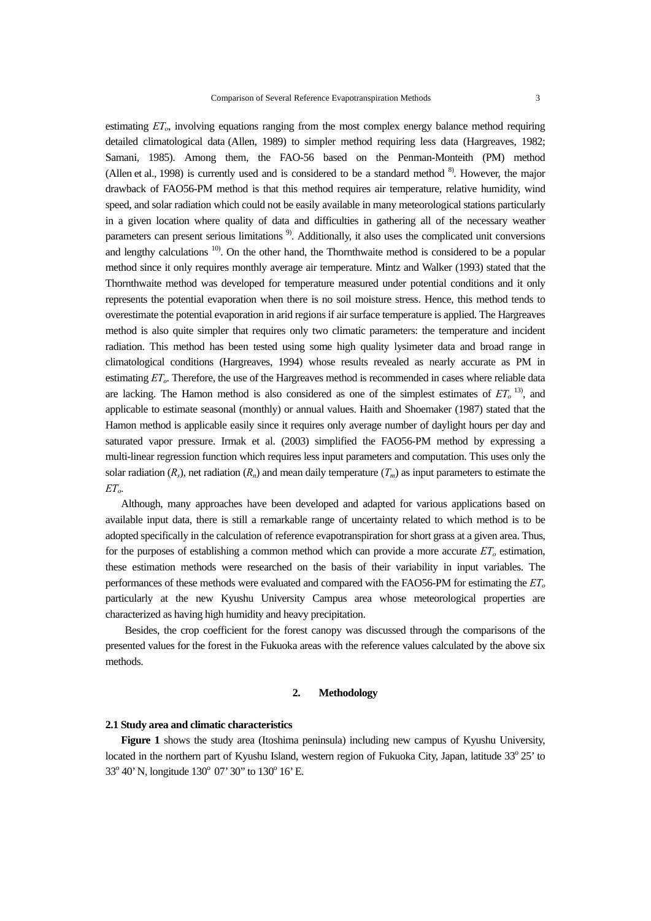estimating $ET_o$, involving equations ranging from the most complex energy balance method requiring detailed climatological data (Allen, 1989) to simpler method requiring less data (Hargreaves, 1982; Samani, 1985). Among them, the FAO-56 based on the Penman-Monteith (PM) method (Allen et al., 1998) is currently used and is considered to be a standard method [8]. However, the major drawback of FAO56-PM method is that this method requires air temperature, relative humidity, wind speed, and solar radiation which could not be easily available in many meteorological stations particularly in a given location where quality of data and difficulties in gathering all of the necessary weather parameters can present serious limitations [9]. Additionally, it also uses the complicated unit conversions and lengthy calculations [10]. On the other hand, the Thornthwaite method is considered to be a popular method since it only requires monthly average air temperature. Mintz and Walker (1993) stated that the Thornthwaite method was developed for temperature measured under potential conditions and it only represents the potential evaporation when there is no soil moisture stress. Hence, this method tends to overestimate the potential evaporation in arid regions if air surface temperature is applied. The Hargreaves method is also quite simpler that requires only two climatic parameters: the temperature and incident radiation. This method has been tested using some high quality lysimeter data and broad range in climatological conditions (Hargreaves, 1994) whose results revealed as nearly accurate as PM in estimating $ET_o$. Therefore, the use of the Hargreaves method is recommended in cases where reliable data are lacking. The Hamon method is also considered as one of the simplest estimates of $ET_o$ [13], and applicable to estimate seasonal (monthly) or annual values. Haith and Shoemaker (1987) stated that the Hamon method is applicable easily since it requires only average number of daylight hours per day and saturated vapor pressure. Irmak et al. (2003) simplified the FAO56-PM method by expressing a multi-linear regression function which requires less input parameters and computation. This uses only the solar radiation ($R_s$), net radiation ($R_n$) and mean daily temperature ($T_m$) as input parameters to estimate the $ET_o$.

Although, many approaches have been developed and adapted for various applications based on available input data, there is still a remarkable range of uncertainty related to which method is to be adopted specifically in the calculation of reference evapotranspiration for short grass at a given area. Thus, for the purposes of establishing a common method which can provide a more accurate $ET_o$ estimation, these estimation methods were researched on the basis of their variability in input variables. The performances of these methods were evaluated and compared with the FAO56-PM for estimating the $ET_o$ particularly at the new Kyushu University Campus area whose meteorological properties are characterized as having high humidity and heavy precipitation.

Besides, the crop coefficient for the forest canopy was discussed through the comparisons of the presented values for the forest in the Fukuoka areas with the reference values calculated by the above six methods.

## 2. Methodology

### 2.1 Study area and climatic characteristics

**Figure 1** shows the study area (Itoshima peninsula) including new campus of Kyushu University, located in the northern part of Kyushu Island, western region of Fukuoka City, Japan, latitude 33° 25' to 33° 40' N, longitude 130° 07' 30" to 130° 16' E.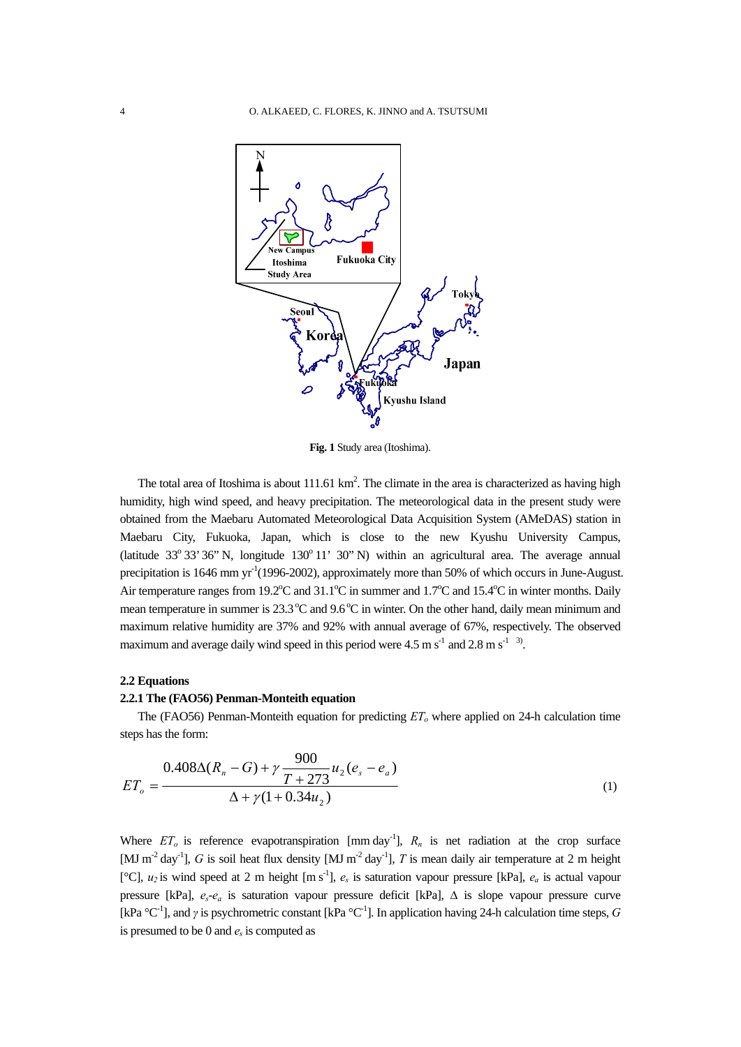Fig. 1 Study area (Itoshima).

The total area of Itoshima is about 111.61 km$^2$. The climate in the area is characterized as having high humidity, high wind speed, and heavy precipitation. The meteorological data in the present study were obtained from the Maebaru Automated Meteorological Data Acquisition System (AMeDAS) station in Maebaru City, Fukuoka, Japan, which is close to the new Kyushu University Campus, (latitude 33$^o$ 33' 36" N, longitude 130$^o$ 11' 30" N) within an agricultural area. The average annual precipitation is 1646 mm yr$^{-1}$(1996-2002), approximately more than 50% of which occurs in June-August. Air temperature ranges from 19.2$^o$C and 31.1$^o$C in summer and 1.7$^o$C and 15.4$^o$C in winter months. Daily mean temperature in summer is 23.3 $^o$C and 9.6 $^o$C in winter. On the other hand, daily mean minimum and maximum relative humidity are 37% and 92% with annual average of 67%, respectively. The observed maximum and average daily wind speed in this period were 4.5 m s$^{-1}$ and 2.8 m s$^{-1}$ [3].

### 2.2 Equations

#### 2.2.1 The (FAO56) Penman-Monteith equation

The (FAO56) Penman-Monteith equation for predicting $ET_o$ where applied on 24-h calculation time steps has the form:

$$ET_o = \frac{0.408\Delta(R_n - G) + \gamma \dfrac{900}{T + 273} u_2 (e_s - e_a)}{\Delta + \gamma(1 + 0.34 u_2)} \tag{1}$$

Where $ET_o$ is reference evapotranspiration [mm day$^{-1}$], $R_n$ is net radiation at the crop surface [MJ m$^{-2}$ day$^{-1}$], $G$ is soil heat flux density [MJ m$^{-2}$ day$^{-1}$], $T$ is mean daily air temperature at 2 m height [°C], $u_2$ is wind speed at 2 m height [m s$^{-1}$], $e_s$ is saturation vapour pressure [kPa], $e_a$ is actual vapour pressure [kPa], $e_s$-$e_a$ is saturation vapour pressure deficit [kPa], $\Delta$ is slope vapour pressure curve [kPa °C$^{-1}$], and $\gamma$ is psychrometric constant [kPa °C$^{-1}$]. In application having 24-h calculation time steps, $G$ is presumed to be 0 and $e_s$ is computed as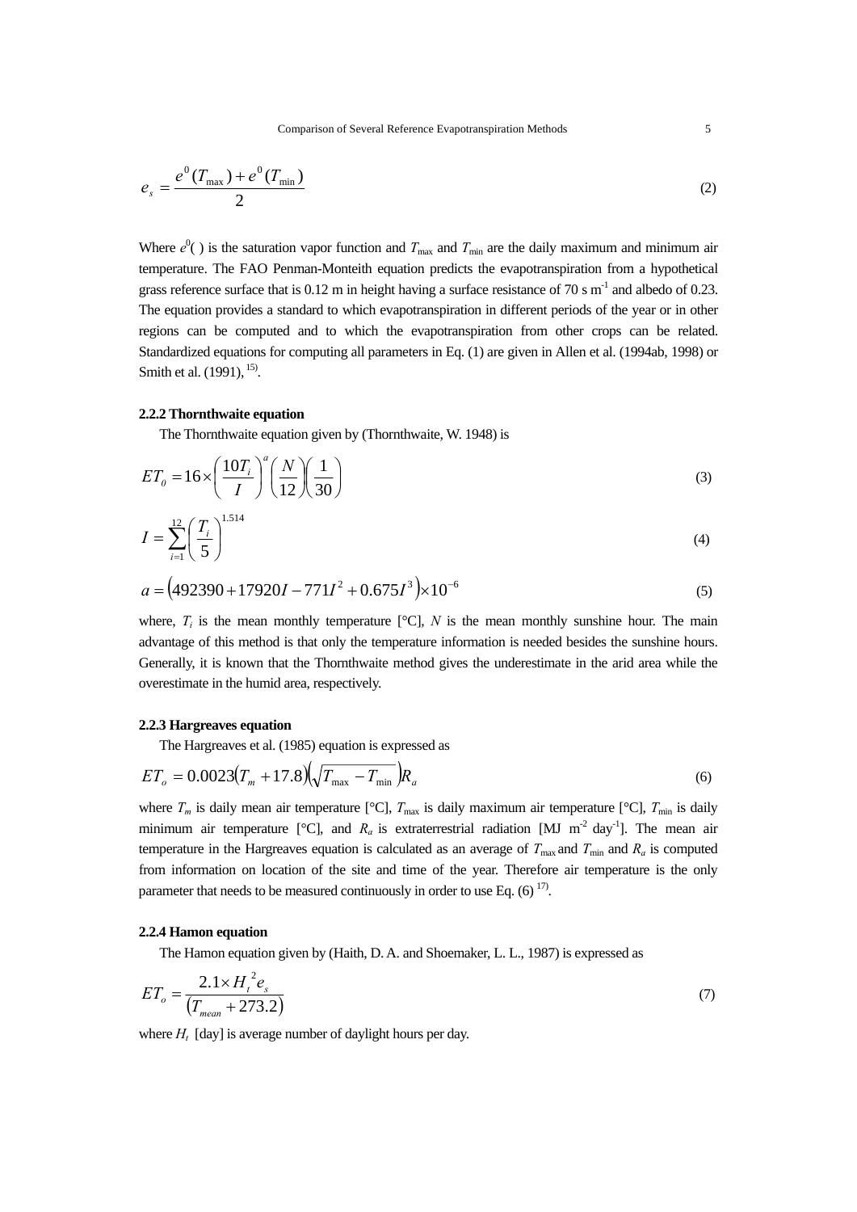$$e_s = \frac{e^0(T_{\max}) + e^0(T_{\min})}{2} \tag{2}$$

Where $e^0(\ )$ is the saturation vapor function and $T_{\max}$ and $T_{\min}$ are the daily maximum and minimum air temperature. The FAO Penman-Monteith equation predicts the evapotranspiration from a hypothetical grass reference surface that is 0.12 m in height having a surface resistance of 70 s m$^{-1}$ and albedo of 0.23. The equation provides a standard to which evapotranspiration in different periods of the year or in other regions can be computed and to which the evapotranspiration from other crops can be related. Standardized equations for computing all parameters in Eq. (1) are given in Allen et al. (1994ab, 1998) or Smith et al. (1991), [15].

### 2.2.2 Thornthwaite equation

The Thornthwaite equation given by (Thornthwaite, W. 1948) is

$$ET_0 = 16 \times \left(\frac{10T_i}{I}\right)^a \left(\frac{N}{12}\right)\left(\frac{1}{30}\right) \tag{3}$$

$$I = \sum_{i=1}^{12}\left(\frac{T_i}{5}\right)^{1.514} \tag{4}$$

$$a = \left(492390 + 17920I - 771I^2 + 0.675I^3\right) \times 10^{-6} \tag{5}$$

where, $T_i$ is the mean monthly temperature [°C], $N$ is the mean monthly sunshine hour. The main advantage of this method is that only the temperature information is needed besides the sunshine hours. Generally, it is known that the Thornthwaite method gives the underestimate in the arid area while the overestimate in the humid area, respectively.

### 2.2.3 Hargreaves equation

The Hargreaves et al. (1985) equation is expressed as

$$ET_o = 0.0023\left(T_m + 17.8\right)\left(\sqrt{T_{\max} - T_{\min}}\right)R_a \tag{6}$$

where $T_m$ is daily mean air temperature [°C], $T_{\max}$ is daily maximum air temperature [°C], $T_{\min}$ is daily minimum air temperature [°C], and $R_a$ is extraterrestrial radiation [MJ m$^{-2}$ day$^{-1}$]. The mean air temperature in the Hargreaves equation is calculated as an average of $T_{\max}$ and $T_{\min}$ and $R_a$ is computed from information on location of the site and time of the year. Therefore air temperature is the only parameter that needs to be measured continuously in order to use Eq. (6) [17].

### 2.2.4 Hamon equation

The Hamon equation given by (Haith, D. A. and Shoemaker, L. L., 1987) is expressed as

$$ET_o = \frac{2.1 \times H_t^{\,2} e_s}{\left(T_{mean} + 273.2\right)} \tag{7}$$

where $H_t$ [day] is average number of daylight hours per day.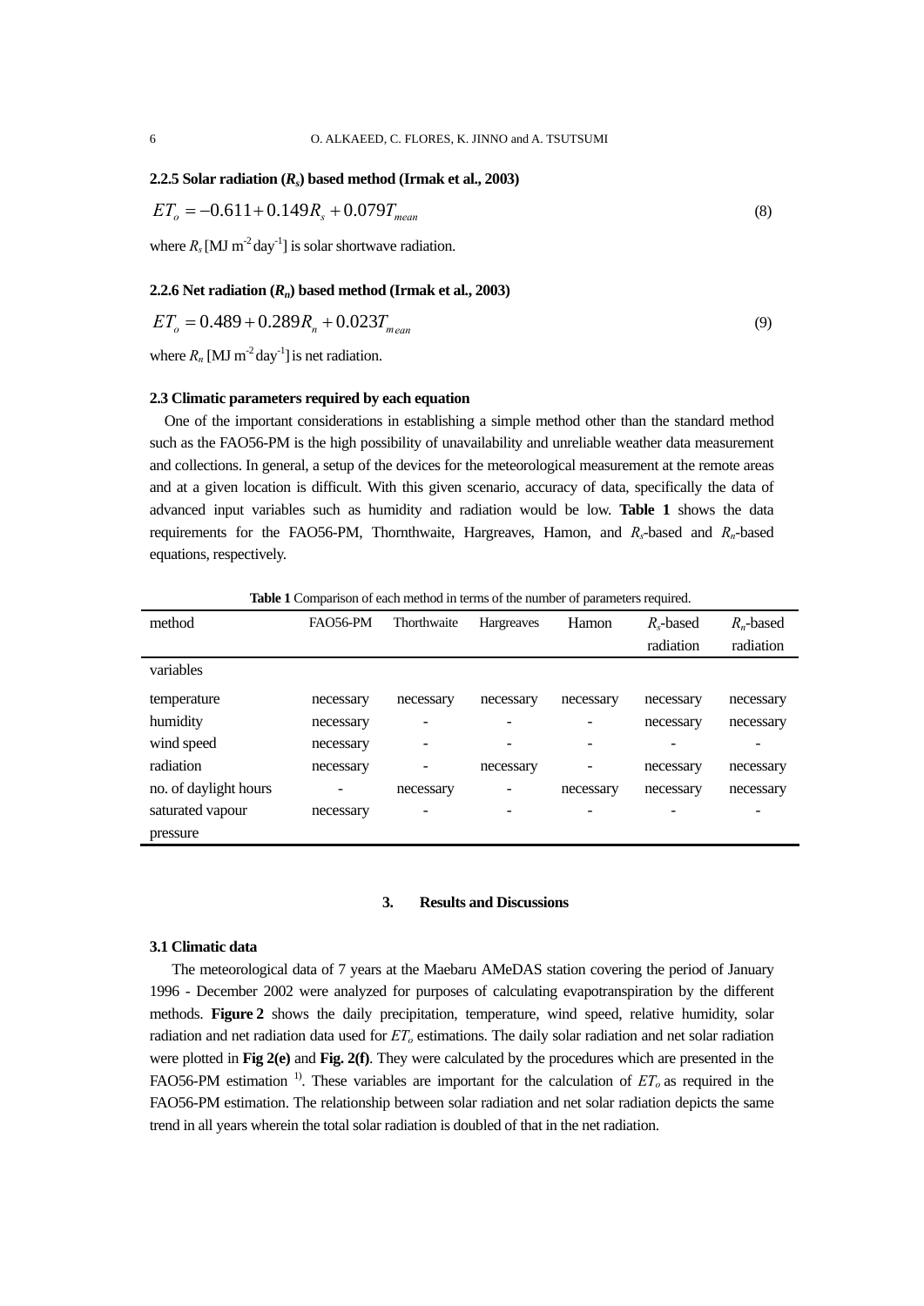### 2.2.5 Solar radiation ($R_s$) based method (Irmak et al., 2003)

$$ET_o = -0.611 + 0.149R_s + 0.079T_{mean} \tag{8}$$

where $R_s$ [MJ m$^{-2}$ day$^{-1}$] is solar shortwave radiation.

### 2.2.6 Net radiation ($R_n$) based method (Irmak et al., 2003)

$$ET_o = 0.489 + 0.289R_n + 0.023T_{mean} \tag{9}$$

where $R_n$ [MJ m$^{-2}$ day$^{-1}$] is net radiation.

### 2.3 Climatic parameters required by each equation

One of the important considerations in establishing a simple method other than the standard method such as the FAO56-PM is the high possibility of unavailability and unreliable weather data measurement and collections. In general, a setup of the devices for the meteorological measurement at the remote areas and at a given location is difficult. With this given scenario, accuracy of data, specifically the data of advanced input variables such as humidity and radiation would be low. **Table 1** shows the data requirements for the FAO56-PM, Thornthwaite, Hargreaves, Hamon, and $R_s$-based and $R_n$-based equations, respectively.

**Table 1** Comparison of each method in terms of the number of parameters required.

| method | FAO56-PM | Thorthwaite | Hargreaves | Hamon | $R_s$-based radiation | $R_n$-based radiation |
|---|---|---|---|---|---|---|
| variables | | | | | | |
| temperature | necessary | necessary | necessary | necessary | necessary | necessary |
| humidity | necessary | - | - | - | necessary | necessary |
| wind speed | necessary | - | - | - | - | - |
| radiation | necessary | - | necessary | - | necessary | necessary |
| no. of daylight hours | - | necessary | - | necessary | necessary | necessary |
| saturated vapour pressure | necessary | - | - | - | - | - |

## 3. Results and Discussions

### 3.1 Climatic data

The meteorological data of 7 years at the Maebaru AMeDAS station covering the period of January 1996 - December 2002 were analyzed for purposes of calculating evapotranspiration by the different methods. **Figure 2** shows the daily precipitation, temperature, wind speed, relative humidity, solar radiation and net radiation data used for $ET_o$ estimations. The daily solar radiation and net solar radiation were plotted in **Fig 2(e)** and **Fig. 2(f)**. They were calculated by the procedures which are presented in the FAO56-PM estimation [1]. These variables are important for the calculation of $ET_o$ as required in the FAO56-PM estimation. The relationship between solar radiation and net solar radiation depicts the same trend in all years wherein the total solar radiation is doubled of that in the net radiation.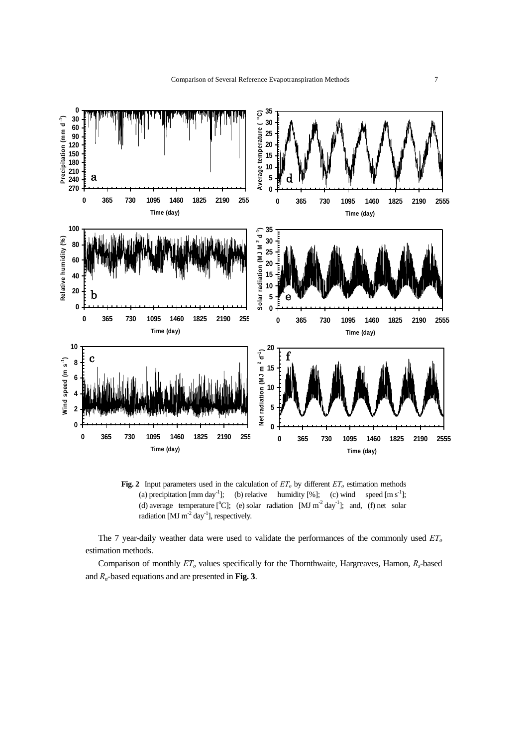**Fig. 2** Input parameters used in the calculation of $ET_o$ by different $ET_o$ estimation methods (a) precipitation [mm day$^{-1}$]; (b) relative humidity [%]; (c) wind speed [m s$^{-1}$]; (d) average temperature [$^o$C]; (e) solar radiation [MJ m$^{-2}$ day$^{-1}$]; and, (f) net solar radiation [MJ m$^{-2}$ day$^{-1}$], respectively.

The 7 year-daily weather data were used to validate the performances of the commonly used $ET_o$ estimation methods.

Comparison of monthly $ET_o$ values specifically for the Thornthwaite, Hargreaves, Hamon, $R_s$-based and $R_n$-based equations and are presented in **Fig. 3**.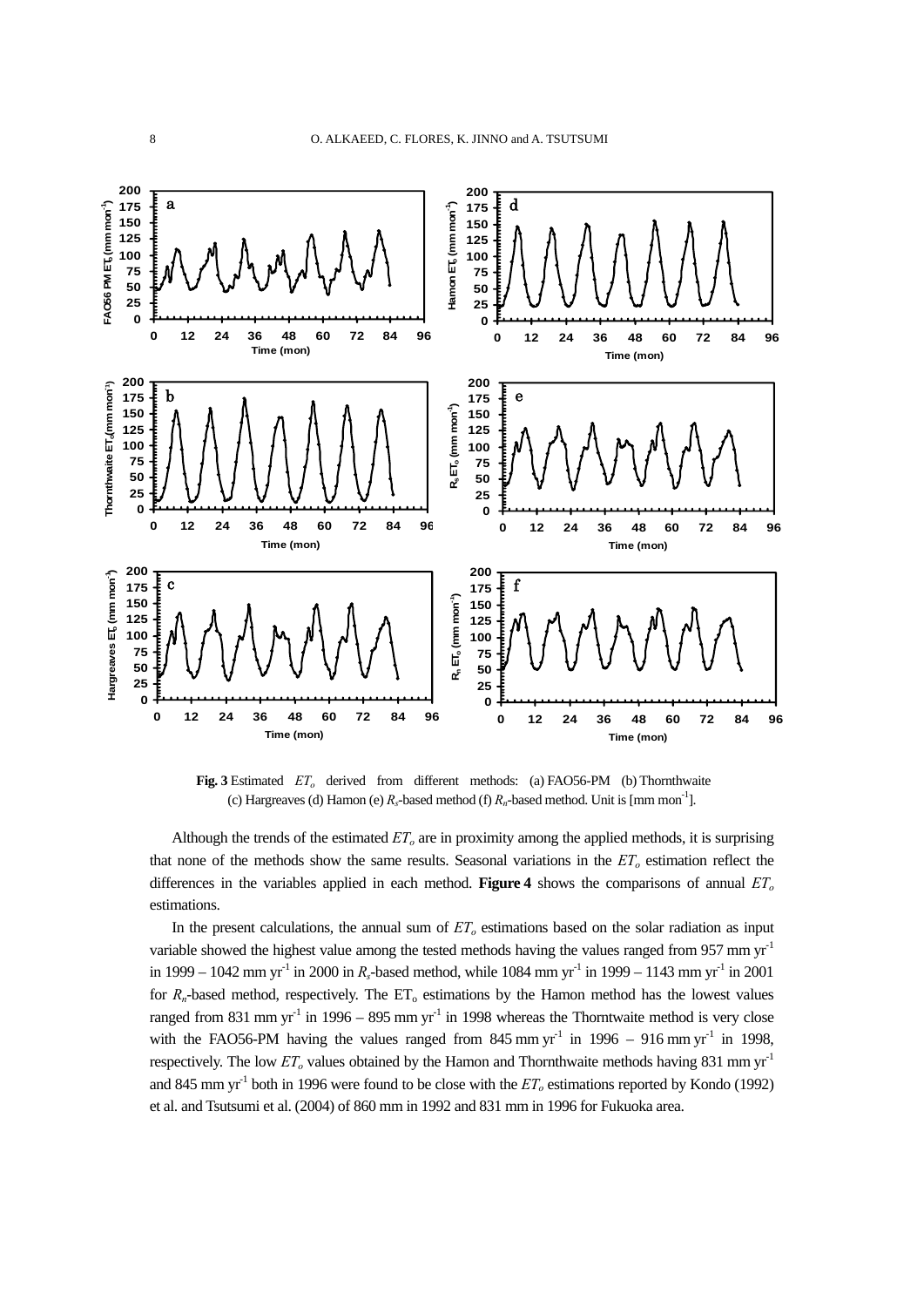**Fig. 3** Estimated $ET_o$ derived from different methods: (a) FAO56-PM (b) Thornthwaite (c) Hargreaves (d) Hamon (e) $R_s$-based method (f) $R_n$-based method. Unit is [mm mon$^{-1}$].

Although the trends of the estimated $ET_o$ are in proximity among the applied methods, it is surprising that none of the methods show the same results. Seasonal variations in the $ET_o$ estimation reflect the differences in the variables applied in each method. **Figure 4** shows the comparisons of annual $ET_o$ estimations.

In the present calculations, the annual sum of $ET_o$ estimations based on the solar radiation as input variable showed the highest value among the tested methods having the values ranged from 957 mm yr$^{-1}$ in 1999 – 1042 mm yr$^{-1}$ in 2000 in $R_s$-based method, while 1084 mm yr$^{-1}$ in 1999 – 1143 mm yr$^{-1}$ in 2001 for $R_n$-based method, respectively. The $ET_o$ estimations by the Hamon method has the lowest values ranged from 831 mm yr$^{-1}$ in 1996 – 895 mm yr$^{-1}$ in 1998 whereas the Thorntwaite method is very close with the FAO56-PM having the values ranged from 845 mm yr$^{-1}$ in 1996 – 916 mm yr$^{-1}$ in 1998, respectively. The low $ET_o$ values obtained by the Hamon and Thornthwaite methods having 831 mm yr$^{-1}$ and 845 mm yr$^{-1}$ both in 1996 were found to be close with the $ET_o$ estimations reported by Kondo (1992) et al. and Tsutsumi et al. (2004) of 860 mm in 1992 and 831 mm in 1996 for Fukuoka area.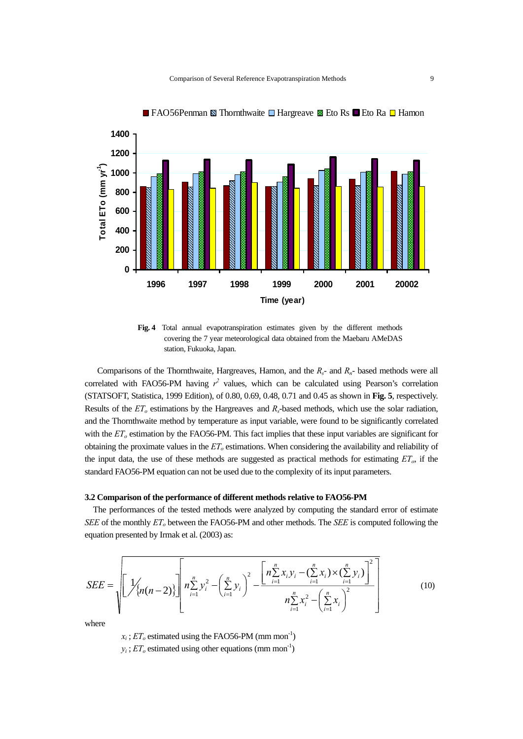**Fig. 4** Total annual evapotranspiration estimates given by the different methods covering the 7 year meteorological data obtained from the Maebaru AMeDAS station, Fukuoka, Japan.

Comparisons of the Thornthwaite, Hargreaves, Hamon, and the $R_s$- and $R_n$- based methods were all correlated with FAO56-PM having $r^2$ values, which can be calculated using Pearson's correlation (STATSOFT, Statistica, 1999 Edition), of 0.80, 0.69, 0.48, 0.71 and 0.45 as shown in **Fig. 5**, respectively. Results of the $ET_o$ estimations by the Hargreaves and $R_s$-based methods, which use the solar radiation, and the Thornthwaite method by temperature as input variable, were found to be significantly correlated with the $ET_o$ estimation by the FAO56-PM. This fact implies that these input variables are significant for obtaining the proximate values in the $ET_o$ estimations. When considering the availability and reliability of the input data, the use of these methods are suggested as practical methods for estimating $ET_o$, if the standard FAO56-PM equation can not be used due to the complexity of its input parameters.

### 3.2 Comparison of the performance of different methods relative to FAO56-PM

The performances of the tested methods were analyzed by computing the standard error of estimate *SEE* of the monthly $ET_o$ between the FAO56-PM and other methods. The *SEE* is computed following the equation presented by Irmak et al. (2003) as:

$$SEE = \sqrt{\left[ \frac{1}{\{n(n-2)\}} \right] \left[ n\sum_{i=1}^{n} y_i^2 - \left( \sum_{i=1}^{n} y_i \right)^2 - \frac{\left[ n\sum_{i=1}^{n} x_i y_i - (\sum_{i=1}^{n} x_i) \times (\sum_{i=1}^{n} y_i) \right]^2}{n\sum_{i=1}^{n} x_i^2 - \left( \sum_{i=1}^{n} x_i \right)^2} \right]} \tag{10}$$

where

$x_i$ ; $ET_o$ estimated using the FAO56-PM (mm mon$^{-1}$)

$y_i$ ; $ET_o$ estimated using other equations (mm mon$^{-1}$)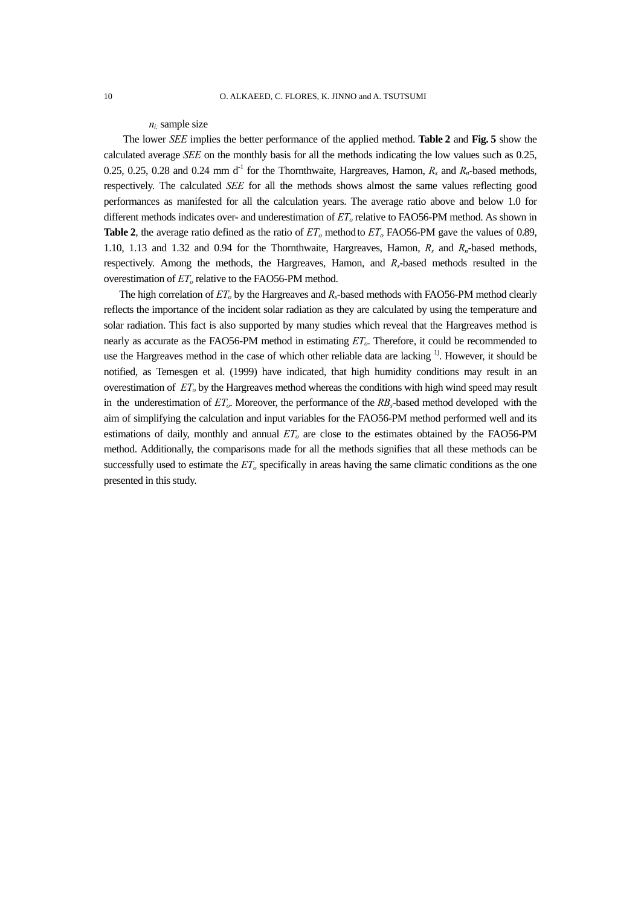$n_i$: sample size

The lower *SEE* implies the better performance of the applied method. **Table 2** and **Fig. 5** show the calculated average *SEE* on the monthly basis for all the methods indicating the low values such as 0.25, 0.25, 0.25, 0.28 and 0.24 mm d$^{-1}$ for the Thornthwaite, Hargreaves, Hamon, $R_s$ and $R_n$-based methods, respectively. The calculated *SEE* for all the methods shows almost the same values reflecting good performances as manifested for all the calculation years. The average ratio above and below 1.0 for different methods indicates over- and underestimation of $ET_o$ relative to FAO56-PM method. As shown in **Table 2**, the average ratio defined as the ratio of $ET_o$ method to $ET_o$ FAO56-PM gave the values of 0.89, 1.10, 1.13 and 1.32 and 0.94 for the Thornthwaite, Hargreaves, Hamon, $R_s$ and $R_n$-based methods, respectively. Among the methods, the Hargreaves, Hamon, and $R_s$-based methods resulted in the overestimation of $ET_o$ relative to the FAO56-PM method.

The high correlation of $ET_o$ by the Hargreaves and $R_s$-based methods with FAO56-PM method clearly reflects the importance of the incident solar radiation as they are calculated by using the temperature and solar radiation. This fact is also supported by many studies which reveal that the Hargreaves method is nearly as accurate as the FAO56-PM method in estimating $ET_o$. Therefore, it could be recommended to use the Hargreaves method in the case of which other reliable data are lacking [1)]. However, it should be notified, as Temesgen et al. (1999) have indicated, that high humidity conditions may result in an overestimation of $ET_o$ by the Hargreaves method whereas the conditions with high wind speed may result in the underestimation of $ET_o$. Moreover, the performance of the $RB_s$-based method developed with the aim of simplifying the calculation and input variables for the FAO56-PM method performed well and its estimations of daily, monthly and annual $ET_o$ are close to the estimates obtained by the FAO56-PM method. Additionally, the comparisons made for all the methods signifies that all these methods can be successfully used to estimate the $ET_o$ specifically in areas having the same climatic conditions as the one presented in this study.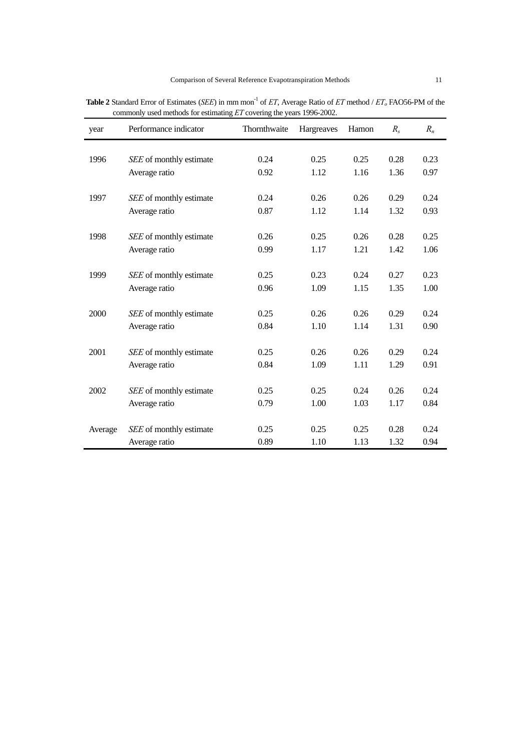**Table 2** Standard Error of Estimates (*SEE*) in mm mon$^{-1}$ of *ET*, Average Ratio of *ET* method / $ET_o$ FAO56-PM of the commonly used methods for estimating *ET* covering the years 1996-2002.

| year | Performance indicator | Thornthwaite | Hargreaves | Hamon | $R_s$ | $R_n$ |
|---|---|---|---|---|---|---|
| 1996 | *SEE* of monthly estimate | 0.24 | 0.25 | 0.25 | 0.28 | 0.23 |
| | Average ratio | 0.92 | 1.12 | 1.16 | 1.36 | 0.97 |
| 1997 | *SEE* of monthly estimate | 0.24 | 0.26 | 0.26 | 0.29 | 0.24 |
| | Average ratio | 0.87 | 1.12 | 1.14 | 1.32 | 0.93 |
| 1998 | *SEE* of monthly estimate | 0.26 | 0.25 | 0.26 | 0.28 | 0.25 |
| | Average ratio | 0.99 | 1.17 | 1.21 | 1.42 | 1.06 |
| 1999 | *SEE* of monthly estimate | 0.25 | 0.23 | 0.24 | 0.27 | 0.23 |
| | Average ratio | 0.96 | 1.09 | 1.15 | 1.35 | 1.00 |
| 2000 | *SEE* of monthly estimate | 0.25 | 0.26 | 0.26 | 0.29 | 0.24 |
| | Average ratio | 0.84 | 1.10 | 1.14 | 1.31 | 0.90 |
| 2001 | *SEE* of monthly estimate | 0.25 | 0.26 | 0.26 | 0.29 | 0.24 |
| | Average ratio | 0.84 | 1.09 | 1.11 | 1.29 | 0.91 |
| 2002 | *SEE* of monthly estimate | 0.25 | 0.25 | 0.24 | 0.26 | 0.24 |
| | Average ratio | 0.79 | 1.00 | 1.03 | 1.17 | 0.84 |
| Average | *SEE* of monthly estimate | 0.25 | 0.25 | 0.25 | 0.28 | 0.24 |
| | Average ratio | 0.89 | 1.10 | 1.13 | 1.32 | 0.94 |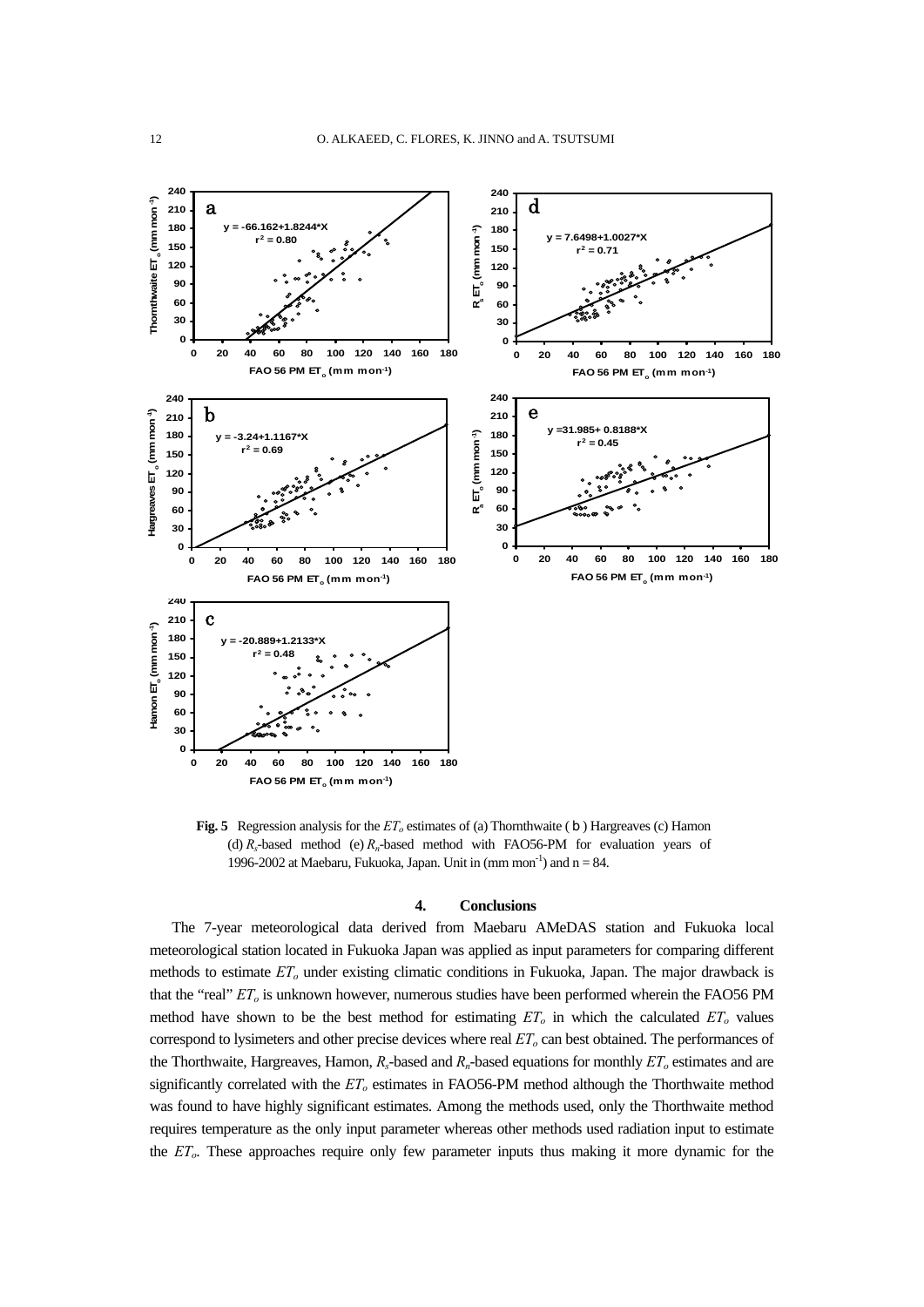**Fig. 5** Regression analysis for the $ET_o$ estimates of (a) Thornthwaite (b) Hargreaves (c) Hamon (d) $R_s$-based method (e) $R_n$-based method with FAO56-PM for evaluation years of 1996-2002 at Maebaru, Fukuoka, Japan. Unit in (mm $mon^{-1}$) and n = 84.

## 4. Conclusions

The 7-year meteorological data derived from Maebaru AMeDAS station and Fukuoka local meteorological station located in Fukuoka Japan was applied as input parameters for comparing different methods to estimate $ET_o$ under existing climatic conditions in Fukuoka, Japan. The major drawback is that the "real" $ET_o$ is unknown however, numerous studies have been performed wherein the FAO56 PM method have shown to be the best method for estimating $ET_o$ in which the calculated $ET_o$ values correspond to lysimeters and other precise devices where real $ET_o$ can best obtained. The performances of the Thorthwaite, Hargreaves, Hamon, $R_s$-based and $R_n$-based equations for monthly $ET_o$ estimates and are significantly correlated with the $ET_o$ estimates in FAO56-PM method although the Thorthwaite method was found to have highly significant estimates. Among the methods used, only the Thorthwaite method requires temperature as the only input parameter whereas other methods used radiation input to estimate the $ET_o$. These approaches require only few parameter inputs thus making it more dynamic for the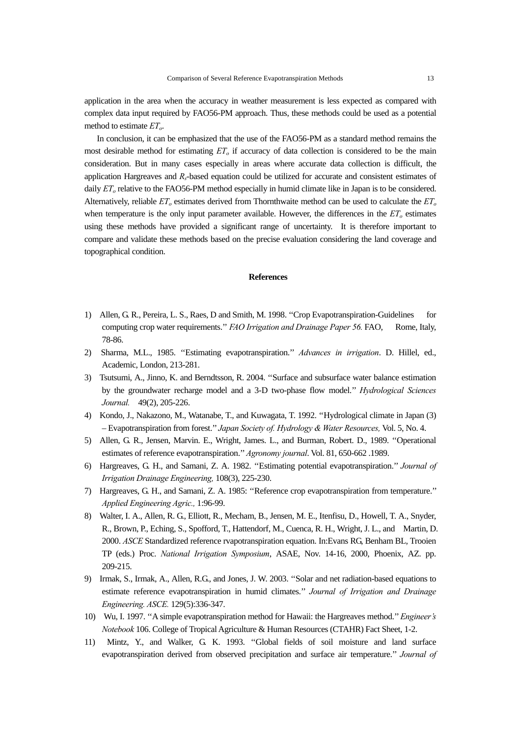application in the area when the accuracy in weather measurement is less expected as compared with complex data input required by FAO56-PM approach. Thus, these methods could be used as a potential method to estimate $ET_o$.

In conclusion, it can be emphasized that the use of the FAO56-PM as a standard method remains the most desirable method for estimating $ET_o$ if accuracy of data collection is considered to be the main consideration. But in many cases especially in areas where accurate data collection is difficult, the application Hargreaves and $R_s$-based equation could be utilized for accurate and consistent estimates of daily $ET_o$ relative to the FAO56-PM method especially in humid climate like in Japan is to be considered. Alternatively, reliable $ET_o$ estimates derived from Thornthwaite method can be used to calculate the $ET_o$ when temperature is the only input parameter available. However, the differences in the $ET_o$ estimates using these methods have provided a significant range of uncertainty. It is therefore important to compare and validate these methods based on the precise evaluation considering the land coverage and topographical condition.

## References

1) Allen, G. R., Pereira, L. S., Raes, D and Smith, M. 1998. "Crop Evapotranspiration-Guidelines for computing crop water requirements." *FAO Irrigation and Drainage Paper 56.* FAO, Rome, Italy, 78-86.
2) Sharma, M.L., 1985. "Estimating evapotranspiration." *Advances in irrigation*. D. Hillel, ed., Academic, London, 213-281.
3) Tsutsumi, A., Jinno, K. and Berndtsson, R. 2004. "Surface and subsurface water balance estimation by the groundwater recharge model and a 3-D two-phase flow model." *Hydrological Sciences Journal.* 49(2), 205-226.
4) Kondo, J., Nakazono, M., Watanabe, T., and Kuwagata, T. 1992. "Hydrological climate in Japan (3) – Evapotranspiration from forest." *Japan Society of. Hydrology & Water Resources,* Vol. 5, No. 4.
5) Allen, G. R., Jensen, Marvin. E., Wright, James. L., and Burman, Robert. D., 1989. "Operational estimates of reference evapotranspiration." *Agronomy journal*. Vol. 81, 650-662 .1989.
6) Hargreaves, G. H., and Samani, Z. A. 1982. "Estimating potential evapotranspiration." *Journal of Irrigation Drainage Engineering,* 108(3), 225-230.
7) Hargreaves, G. H., and Samani, Z. A. 1985: "Reference crop evapotranspiration from temperature." *Applied Engineering Agric.,* 1:96-99.
8) Walter, I. A., Allen, R. G., Elliott, R., Mecham, B., Jensen, M. E., Itenfisu, D., Howell, T. A., Snyder, R., Brown, P., Eching, S., Spofford, T., Hattendorf, M., Cuenca, R. H., Wright, J. L., and Martin, D. 2000. *ASCE* Standardized reference rvapotranspiration equation. In:Evans RG, Benham BL, Trooien TP (eds.) Proc. *National Irrigation Symposium*, ASAE, Nov. 14-16, 2000, Phoenix, AZ. pp. 209-215.
9) Irmak, S., Irmak, A., Allen, R.G., and Jones, J. W. 2003. "Solar and net radiation-based equations to estimate reference evapotranspiration in humid climates." *Journal of Irrigation and Drainage Engineering. ASCE.* 129(5):336-347.
10) Wu, I. 1997. "A simple evapotranspiration method for Hawaii: the Hargreaves method." *Engineer's Notebook* 106. College of Tropical Agriculture & Human Resources (CTAHR) Fact Sheet, 1-2.
11) Mintz, Y., and Walker, G. K. 1993. "Global fields of soil moisture and land surface evapotranspiration derived from observed precipitation and surface air temperature." *Journal of*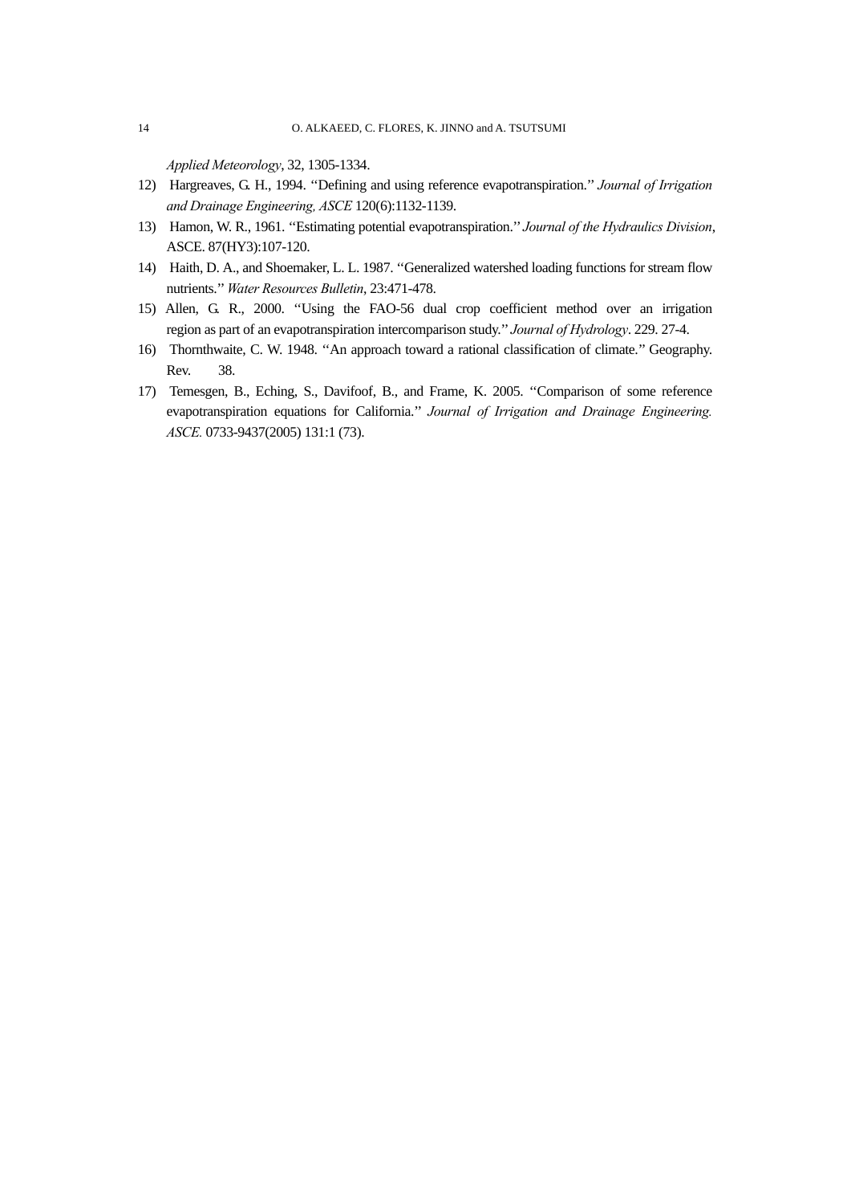*Applied Meteorology*, 32, 1305-1334.

12) Hargreaves, G. H., 1994. ''Defining and using reference evapotranspiration.'' *Journal of Irrigation and Drainage Engineering, ASCE* 120(6):1132-1139.
13) Hamon, W. R., 1961. ''Estimating potential evapotranspiration.'' *Journal of the Hydraulics Division*, ASCE. 87(HY3):107-120.
14) Haith, D. A., and Shoemaker, L. L. 1987. ''Generalized watershed loading functions for stream flow nutrients.'' *Water Resources Bulletin*, 23:471-478.
15) Allen, G. R., 2000. ''Using the FAO-56 dual crop coefficient method over an irrigation region as part of an evapotranspiration intercomparison study.'' *Journal of Hydrology*. 229. 27-4.
16) Thornthwaite, C. W. 1948. ''An approach toward a rational classification of climate.'' Geography. Rev. 38.
17) Temesgen, B., Eching, S., Davifoof, B., and Frame, K. 2005. ''Comparison of some reference evapotranspiration equations for California.'' *Journal of Irrigation and Drainage Engineering. ASCE.* 0733-9437(2005) 131:1 (73).